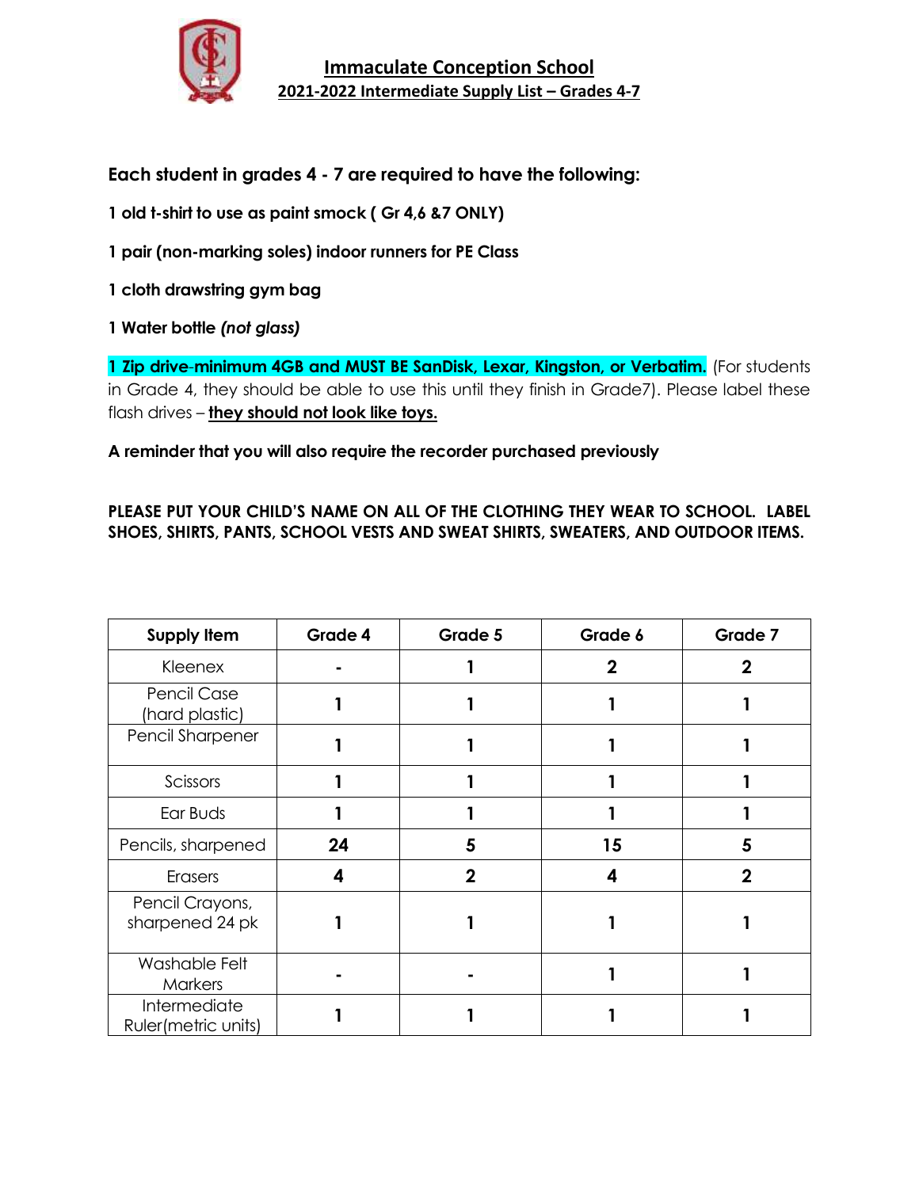# Immaculate Conception School

## 2021-2022 Intermediate Supply List – Grades 4-7

**Each student in grades 4 - 7 are required to have the following:**

**1 old t-shirt to use as paint smock ( Gr 4,6 &7 ONLY)**

**1 pair (non-marking soles) indoor runners for PE Class**

**1 cloth drawstring gym bag**

**1 Water bottle *(not glass)***

**1 Zip drive-minimum 4GB and MUST BE SanDisk, Lexar, Kingston, or Verbatim.** (For students in Grade 4, they should be able to use this until they finish in Grade7). Please label these flash drives – **they should not look like toys.**

**A reminder that you will also require the recorder purchased previously**

**PLEASE PUT YOUR CHILD'S NAME ON ALL OF THE CLOTHING THEY WEAR TO SCHOOL. LABEL SHOES, SHIRTS, PANTS, SCHOOL VESTS AND SWEAT SHIRTS, SWEATERS, AND OUTDOOR ITEMS.**

| Supply Item | Grade 4 | Grade 5 | Grade 6 | Grade 7 |
|---|---|---|---|---|
| Kleenex | - | 1 | 2 | 2 |
| Pencil Case (hard plastic) | 1 | 1 | 1 | 1 |
| Pencil Sharpener | 1 | 1 | 1 | 1 |
| Scissors | 1 | 1 | 1 | 1 |
| Ear Buds | 1 | 1 | 1 | 1 |
| Pencils, sharpened | 24 | 5 | 15 | 5 |
| Erasers | 4 | 2 | 4 | 2 |
| Pencil Crayons, sharpened 24 pk | 1 | 1 | 1 | 1 |
| Washable Felt Markers | - | - | 1 | 1 |
| Intermediate Ruler(metric units) | 1 | 1 | 1 | 1 |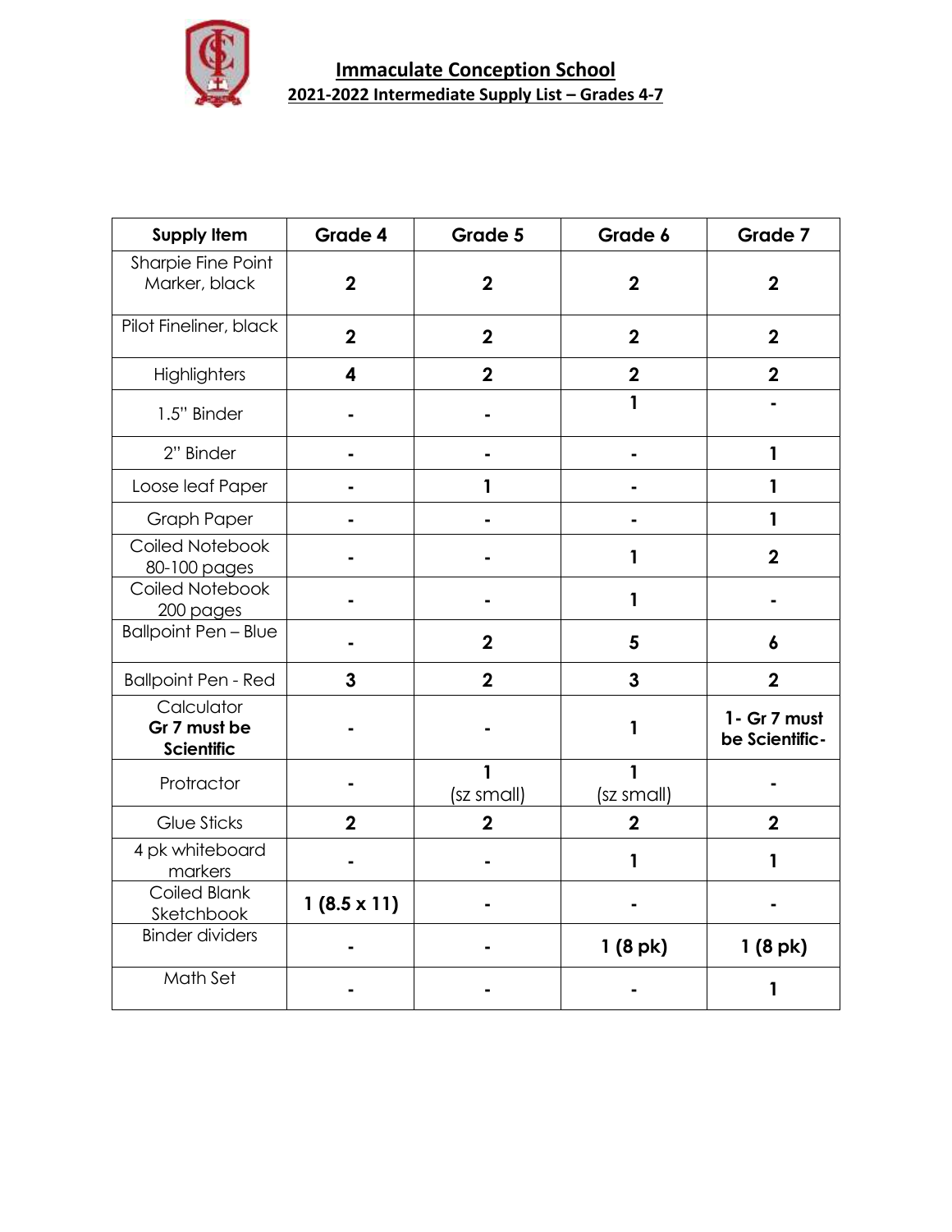## Immaculate Conception School

**2021-2022 Intermediate Supply List – Grades 4-7**

| Supply Item | Grade 4 | Grade 5 | Grade 6 | Grade 7 |
|---|---|---|---|---|
| Sharpie Fine Point Marker, black | **2** | **2** | **2** | **2** |
| Pilot Fineliner, black | **2** | **2** | **2** | **2** |
| Highlighters | **4** | **2** | **2** | **2** |
| 1.5" Binder | - | - | 1 | - |
| 2" Binder | - | - | - | 1 |
| Loose leaf Paper | - | 1 | - | 1 |
| Graph Paper | - | - | - | 1 |
| Coiled Notebook 80-100 pages | - | - | 1 | **2** |
| Coiled Notebook 200 pages | - | - | 1 | - |
| Ballpoint Pen – Blue | - | **2** | **5** | **6** |
| Ballpoint Pen - Red | **3** | **2** | **3** | **2** |
| Calculator **Gr 7 must be Scientific** | - | - | 1 | **1- Gr 7 must be Scientific-** |
| Protractor | - | 1 (sz small) | 1 (sz small) | - |
| Glue Sticks | **2** | **2** | **2** | **2** |
| 4 pk whiteboard markers | - | - | 1 | 1 |
| Coiled Blank Sketchbook | **1 (8.5 x 11)** | - | - | - |
| Binder dividers | - | - | **1 (8 pk)** | **1 (8 pk)** |
| Math Set | - | - | - | 1 |